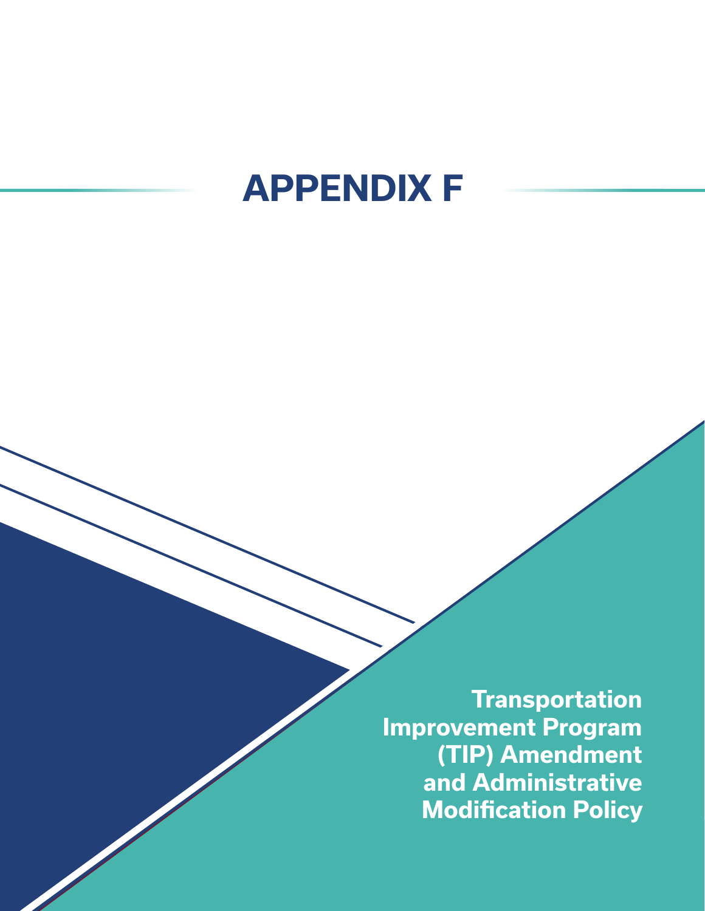# APPENDIX F

## Transportation Improvement Program (TIP) Amendment and Administrative Modification Policy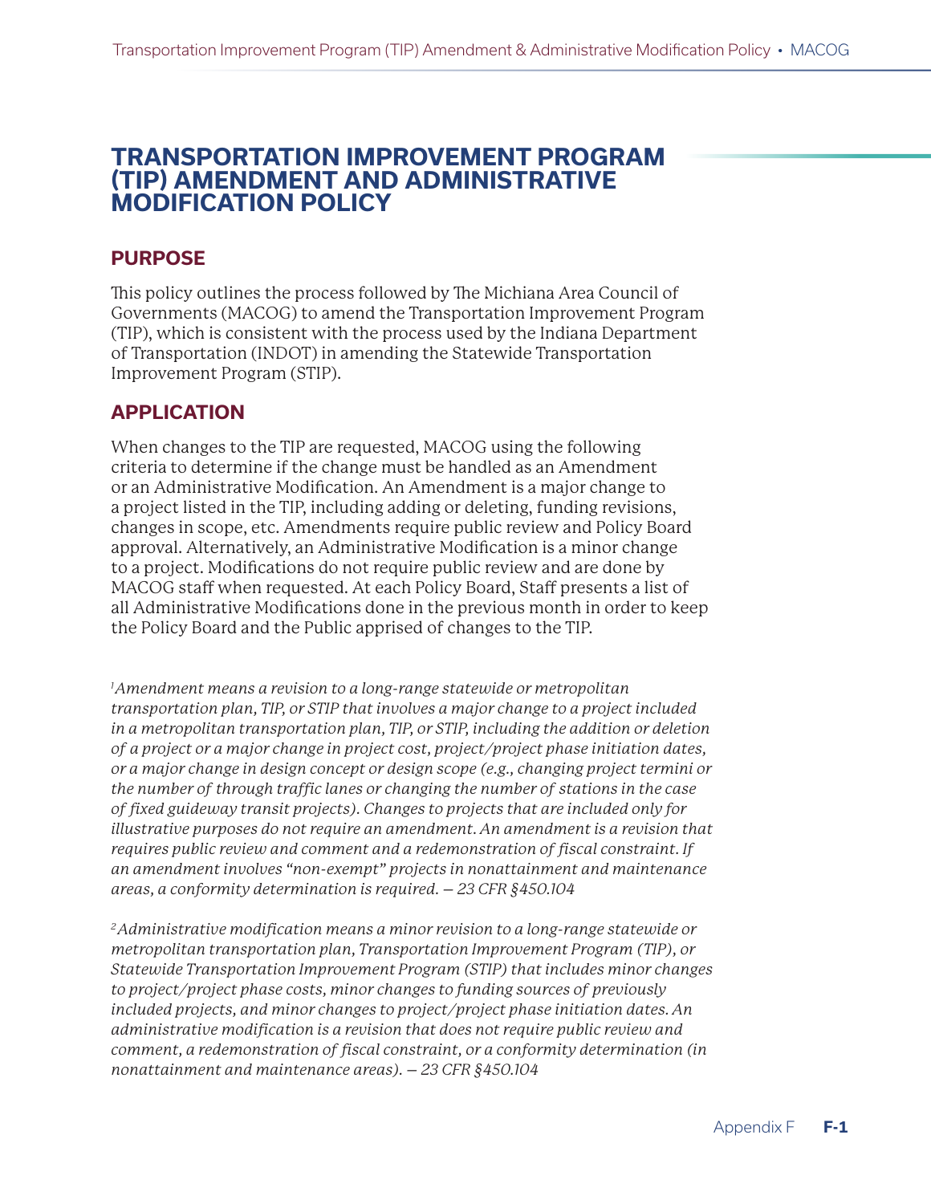# TRANSPORTATION IMPROVEMENT PROGRAM (TIP) AMENDMENT AND ADMINISTRATIVE MODIFICATION POLICY

## PURPOSE

This policy outlines the process followed by The Michiana Area Council of Governments (MACOG) to amend the Transportation Improvement Program (TIP), which is consistent with the process used by the Indiana Department of Transportation (INDOT) in amending the Statewide Transportation Improvement Program (STIP).

## APPLICATION

When changes to the TIP are requested, MACOG using the following criteria to determine if the change must be handled as an Amendment or an Administrative Modification. An Amendment is a major change to a project listed in the TIP, including adding or deleting, funding revisions, changes in scope, etc. Amendments require public review and Policy Board approval. Alternatively, an Administrative Modification is a minor change to a project. Modifications do not require public review and are done by MACOG staff when requested. At each Policy Board, Staff presents a list of all Administrative Modifications done in the previous month in order to keep the Policy Board and the Public apprised of changes to the TIP.

[1]*Amendment means a revision to a long-range statewide or metropolitan transportation plan, TIP, or STIP that involves a major change to a project included in a metropolitan transportation plan, TIP, or STIP, including the addition or deletion of a project or a major change in project cost, project/project phase initiation dates, or a major change in design concept or design scope (e.g., changing project termini or the number of through traffic lanes or changing the number of stations in the case of fixed guideway transit projects). Changes to projects that are included only for illustrative purposes do not require an amendment. An amendment is a revision that requires public review and comment and a redemonstration of fiscal constraint. If an amendment involves "non-exempt" projects in nonattainment and maintenance areas, a conformity determination is required. — 23 CFR §450.104*

[2]*Administrative modification means a minor revision to a long-range statewide or metropolitan transportation plan, Transportation Improvement Program (TIP), or Statewide Transportation Improvement Program (STIP) that includes minor changes to project/project phase costs, minor changes to funding sources of previously included projects, and minor changes to project/project phase initiation dates. An administrative modification is a revision that does not require public review and comment, a redemonstration of fiscal constraint, or a conformity determination (in nonattainment and maintenance areas). — 23 CFR §450.104*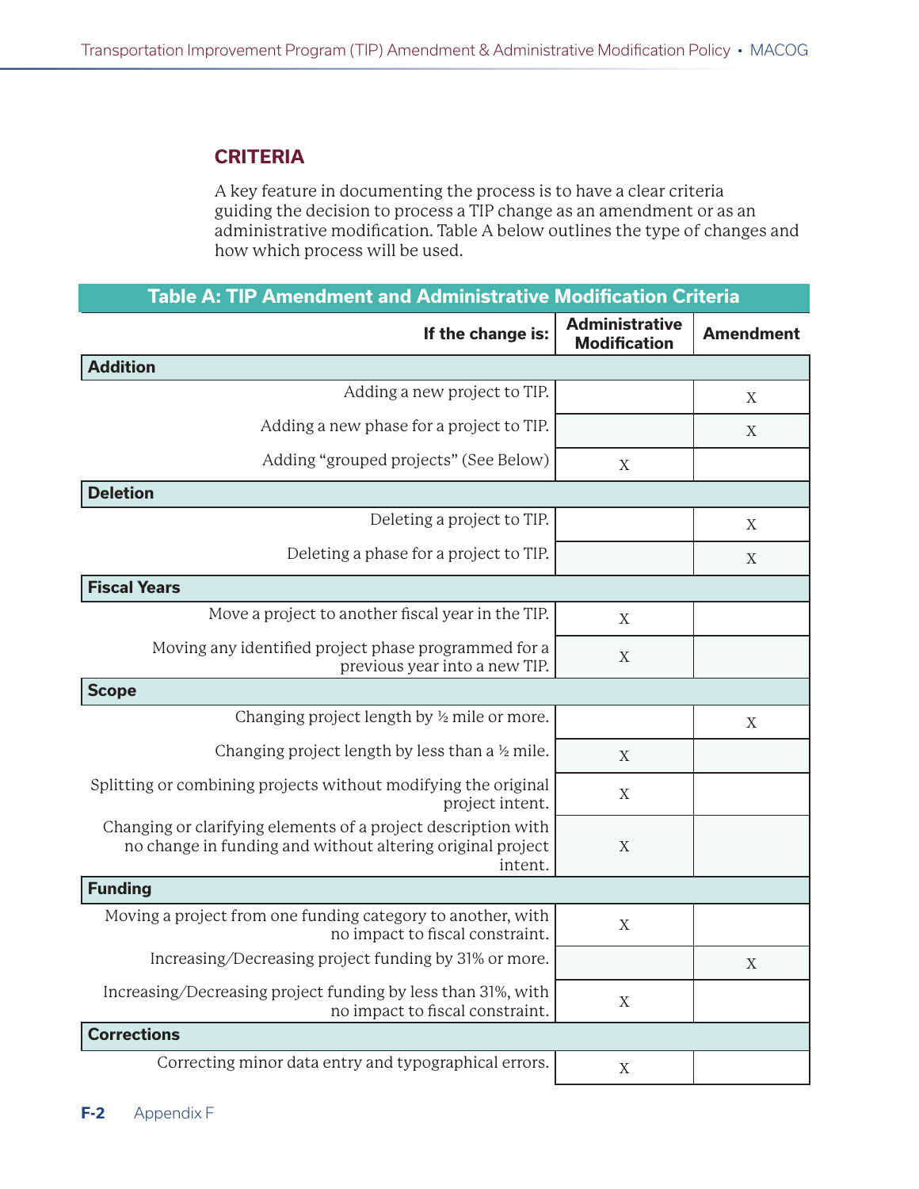## CRITERIA

A key feature in documenting the process is to have a clear criteria guiding the decision to process a TIP change as an amendment or as an administrative modification. Table A below outlines the type of changes and how which process will be used.

**Table A: TIP Amendment and Administrative Modification Criteria**

| If the change is: | Administrative Modification | Amendment |
|---|---|---|
| **Addition** | | |
| Adding a new project to TIP. | | X |
| Adding a new phase for a project to TIP. | | X |
| Adding “grouped projects” (See Below) | X | |
| **Deletion** | | |
| Deleting a project to TIP. | | X |
| Deleting a phase for a project to TIP. | | X |
| **Fiscal Years** | | |
| Move a project to another fiscal year in the TIP. | X | |
| Moving any identified project phase programmed for a previous year into a new TIP. | X | |
| **Scope** | | |
| Changing project length by ½ mile or more. | | X |
| Changing project length by less than a ½ mile. | X | |
| Splitting or combining projects without modifying the original project intent. | X | |
| Changing or clarifying elements of a project description with no change in funding and without altering original project intent. | X | |
| **Funding** | | |
| Moving a project from one funding category to another, with no impact to fiscal constraint. | X | |
| Increasing/Decreasing project funding by 31% or more. | | X |
| Increasing/Decreasing project funding by less than 31%, with no impact to fiscal constraint. | X | |
| **Corrections** | | |
| Correcting minor data entry and typographical errors. | X | |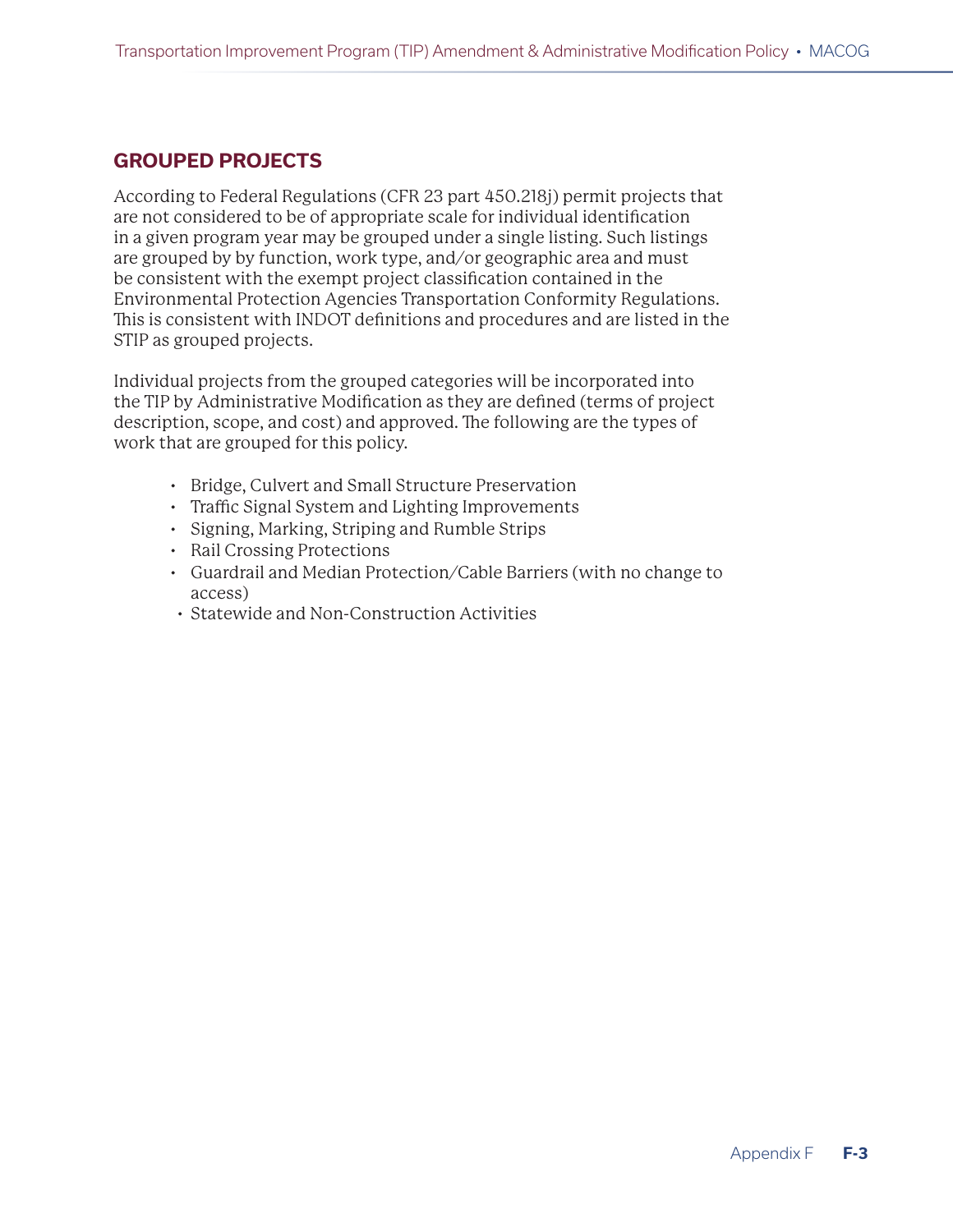## GROUPED PROJECTS

According to Federal Regulations (CFR 23 part 450.218j) permit projects that are not considered to be of appropriate scale for individual identification in a given program year may be grouped under a single listing. Such listings are grouped by by function, work type, and/or geographic area and must be consistent with the exempt project classification contained in the Environmental Protection Agencies Transportation Conformity Regulations. This is consistent with INDOT definitions and procedures and are listed in the STIP as grouped projects.

Individual projects from the grouped categories will be incorporated into the TIP by Administrative Modification as they are defined (terms of project description, scope, and cost) and approved. The following are the types of work that are grouped for this policy.

- Bridge, Culvert and Small Structure Preservation
- Traffic Signal System and Lighting Improvements
- Signing, Marking, Striping and Rumble Strips
- Rail Crossing Protections
- Guardrail and Median Protection/Cable Barriers (with no change to access)
- Statewide and Non-Construction Activities